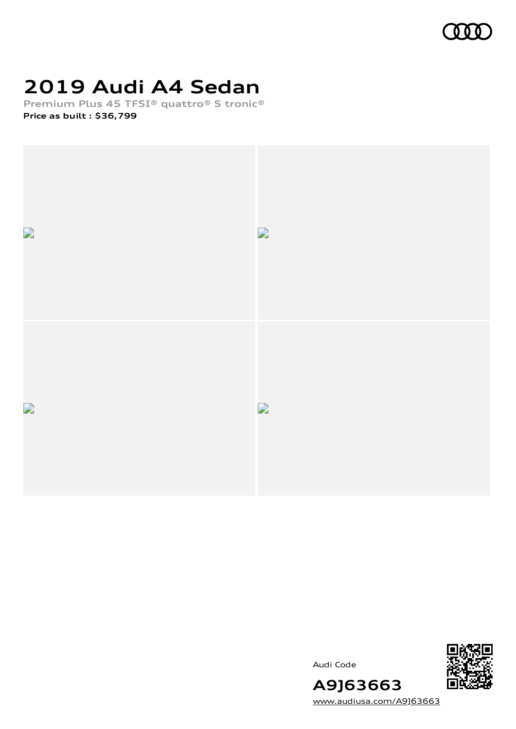# 2019 Audi A4 Sedan

**Premium Plus 45 TFSI® quattro® S tronic®**

**Price as built : $36,799**

Audi Code

**A9J63663**

www.audiusa.com/A9J63663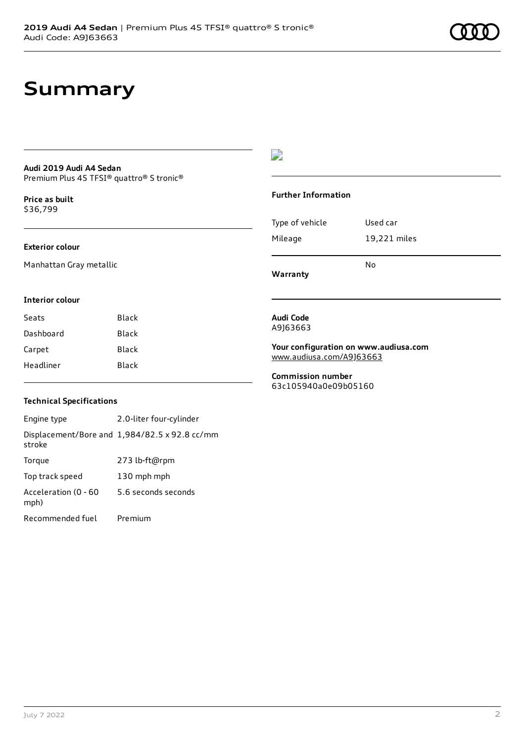# Summary

**Audi 2019 Audi A4 Sedan**
Premium Plus 45 TFSI® quattro® S tronic®

**Price as built**
$36,799

### Exterior colour

Manhattan Gray metallic

### Interior colour

| Seats | Black |
| --- | --- |
| Dashboard | Black |
| Carpet | Black |
| Headliner | Black |

### Technical Specifications

| Engine type | 2.0-liter four-cylinder |
| --- | --- |
| Displacement/Bore and stroke | 1,984/82.5 x 92.8 cc/mm |
| Torque | 273 lb-ft@rpm |
| Top track speed | 130 mph mph |
| Acceleration (0 - 60 mph) | 5.6 seconds seconds |
| Recommended fuel | Premium |

### Further Information

| Type of vehicle | Used car |
| --- | --- |
| Mileage | 19,221 miles |
| **Warranty** | No |

**Audi Code**
A9J63663

**Your configuration on www.audiusa.com**
www.audiusa.com/A9J63663

**Commission number**
63c105940a0e09b05160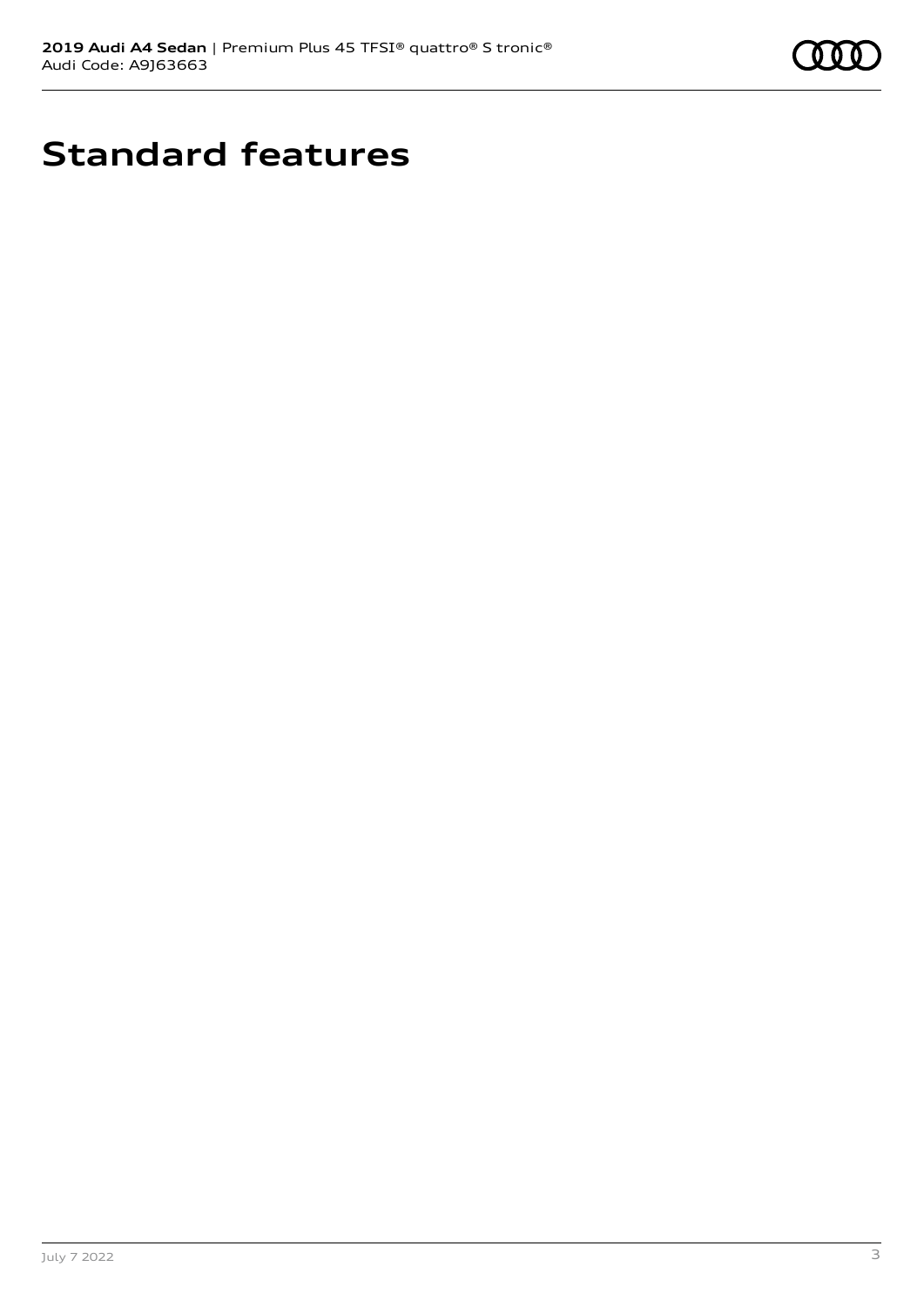# Standard features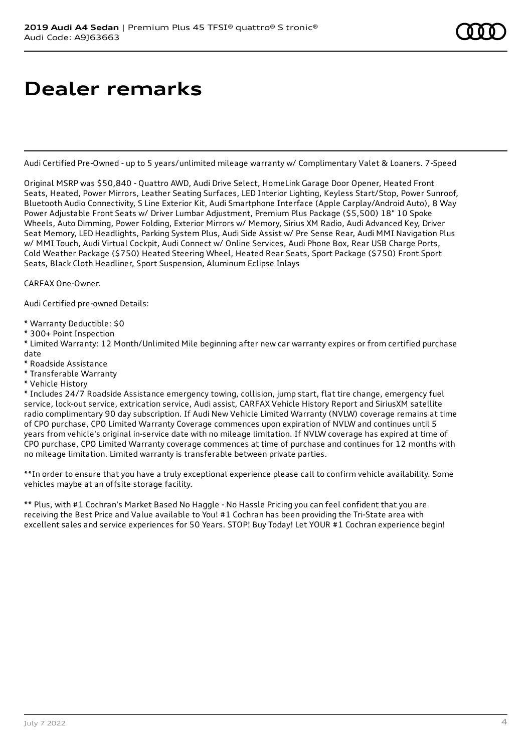# Dealer remarks

Audi Certified Pre-Owned - up to 5 years/unlimited mileage warranty w/ Complimentary Valet & Loaners. 7-Speed

Original MSRP was $50,840 - Quattro AWD, Audi Drive Select, HomeLink Garage Door Opener, Heated Front Seats, Heated, Power Mirrors, Leather Seating Surfaces, LED Interior Lighting, Keyless Start/Stop, Power Sunroof, Bluetooth Audio Connectivity, S Line Exterior Kit, Audi Smartphone Interface (Apple Carplay/Android Auto), 8 Way Power Adjustable Front Seats w/ Driver Lumbar Adjustment, Premium Plus Package ($5,500) 18" 10 Spoke Wheels, Auto Dimming, Power Folding, Exterior Mirrors w/ Memory, Sirius XM Radio, Audi Advanced Key, Driver Seat Memory, LED Headlights, Parking System Plus, Audi Side Assist w/ Pre Sense Rear, Audi MMI Navigation Plus w/ MMI Touch, Audi Virtual Cockpit, Audi Connect w/ Online Services, Audi Phone Box, Rear USB Charge Ports, Cold Weather Package ($750) Heated Steering Wheel, Heated Rear Seats, Sport Package ($750) Front Sport Seats, Black Cloth Headliner, Sport Suspension, Aluminum Eclipse Inlays

CARFAX One-Owner.

Audi Certified pre-owned Details:

* Warranty Deductible: $0
* 300+ Point Inspection
* Limited Warranty: 12 Month/Unlimited Mile beginning after new car warranty expires or from certified purchase date
* Roadside Assistance
* Transferable Warranty
* Vehicle History
* Includes 24/7 Roadside Assistance emergency towing, collision, jump start, flat tire change, emergency fuel service, lock-out service, extrication service, Audi assist, CARFAX Vehicle History Report and SiriusXM satellite radio complimentary 90 day subscription. If Audi New Vehicle Limited Warranty (NVLW) coverage remains at time of CPO purchase, CPO Limited Warranty Coverage commences upon expiration of NVLW and continues until 5 years from vehicle's original in-service date with no mileage limitation. If NVLW coverage has expired at time of CPO purchase, CPO Limited Warranty coverage commences at time of purchase and continues for 12 months with no mileage limitation. Limited warranty is transferable between private parties.

**In order to ensure that you have a truly exceptional experience please call to confirm vehicle availability. Some vehicles maybe at an offsite storage facility.

** Plus, with #1 Cochran's Market Based No Haggle - No Hassle Pricing you can feel confident that you are receiving the Best Price and Value available to You! #1 Cochran has been providing the Tri-State area with excellent sales and service experiences for 50 Years. STOP! Buy Today! Let YOUR #1 Cochran experience begin!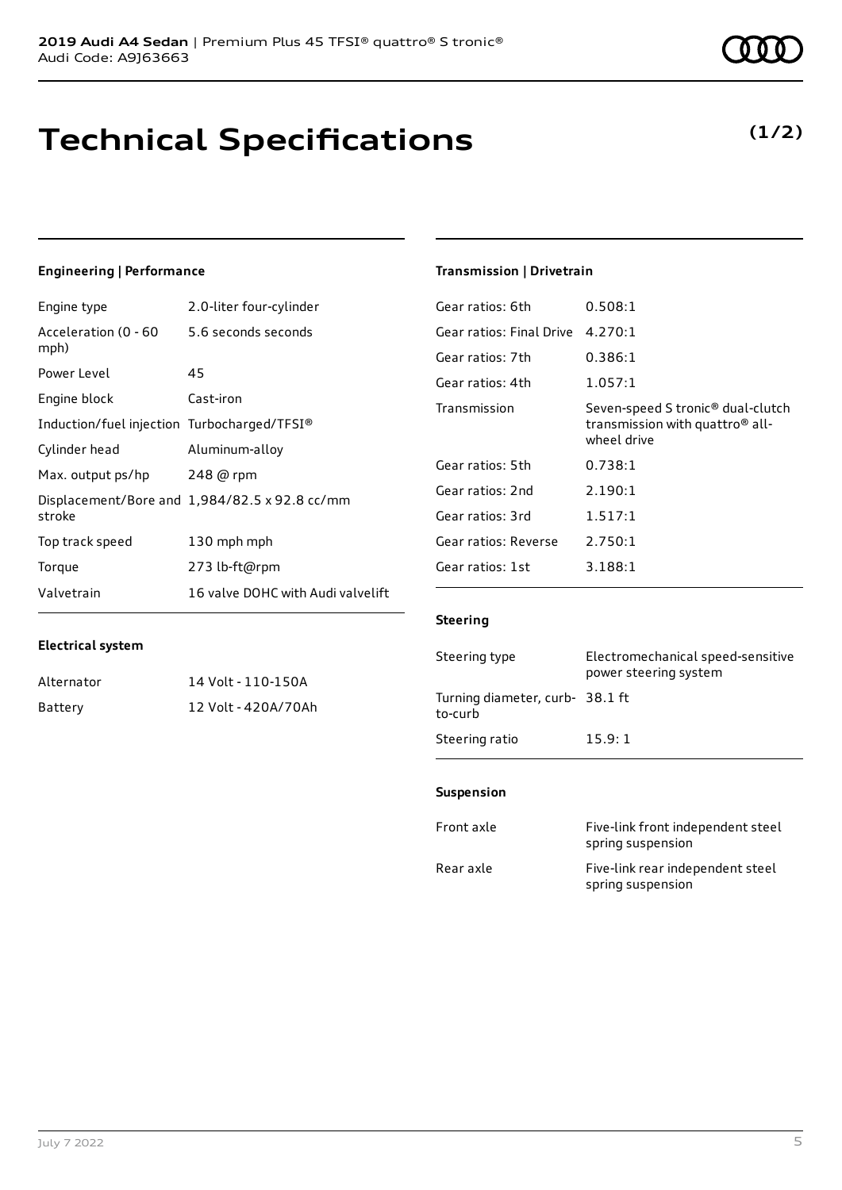# Technical Specifications

**(1/2)**

### Engineering | Performance

| | |
|---|---|
| Engine type | 2.0-liter four-cylinder |
| Acceleration (0 - 60 mph) | 5.6 seconds seconds |
| Power Level | 45 |
| Engine block | Cast-iron |
| Induction/fuel injection | Turbocharged/TFSI® |
| Cylinder head | Aluminum-alloy |
| Max. output ps/hp | 248 @ rpm |
| Displacement/Bore and stroke | 1,984/82.5 x 92.8 cc/mm |
| Top track speed | 130 mph mph |
| Torque | 273 lb-ft@rpm |
| Valvetrain | 16 valve DOHC with Audi valvelift |

### Electrical system

| | |
|---|---|
| Alternator | 14 Volt - 110-150A |
| Battery | 12 Volt - 420A/70Ah |

### Transmission | Drivetrain

| | |
|---|---|
| Gear ratios: 6th | 0.508:1 |
| Gear ratios: Final Drive | 4.270:1 |
| Gear ratios: 7th | 0.386:1 |
| Gear ratios: 4th | 1.057:1 |
| Transmission | Seven-speed S tronic® dual-clutch transmission with quattro® all-wheel drive |
| Gear ratios: 5th | 0.738:1 |
| Gear ratios: 2nd | 2.190:1 |
| Gear ratios: 3rd | 1.517:1 |
| Gear ratios: Reverse | 2.750:1 |
| Gear ratios: 1st | 3.188:1 |

### Steering

| | |
|---|---|
| Steering type | Electromechanical speed-sensitive power steering system |
| Turning diameter, curb-to-curb | 38.1 ft |
| Steering ratio | 15.9: 1 |

### Suspension

| | |
|---|---|
| Front axle | Five-link front independent steel spring suspension |
| Rear axle | Five-link rear independent steel spring suspension |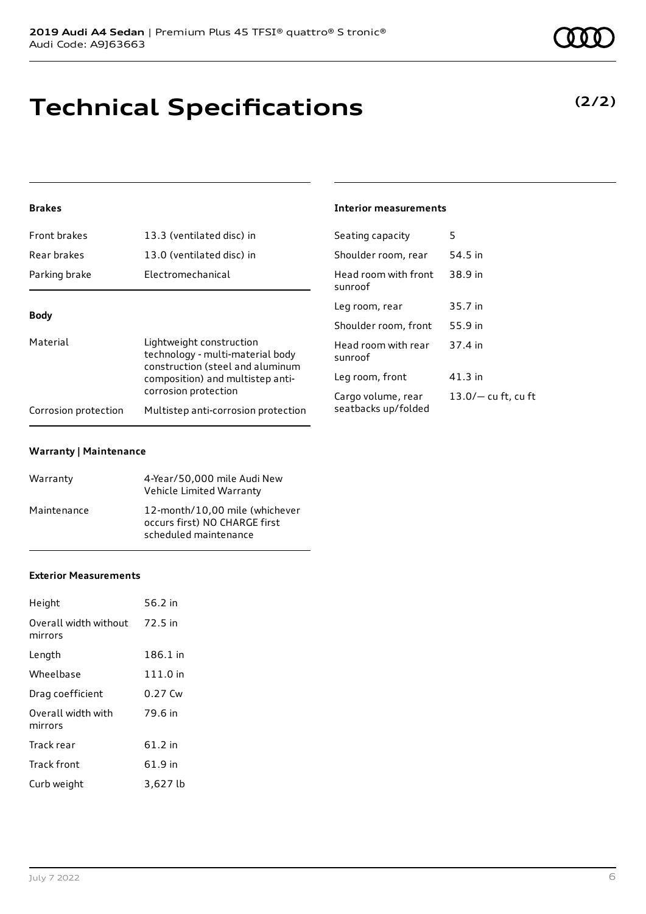# Technical Specifications

**(2/2)**

### Brakes

| | |
|---|---|
| Front brakes | 13.3 (ventilated disc) in |
| Rear brakes | 13.0 (ventilated disc) in |
| Parking brake | Electromechanical |

### Body

| | |
|---|---|
| Material | Lightweight construction technology - multi-material body construction (steel and aluminum composition) and multistep anti-corrosion protection |
| Corrosion protection | Multistep anti-corrosion protection |

### Warranty | Maintenance

| | |
|---|---|
| Warranty | 4-Year/50,000 mile Audi New Vehicle Limited Warranty |
| Maintenance | 12-month/10,00 mile (whichever occurs first) NO CHARGE first scheduled maintenance |

### Exterior Measurements

| | |
|---|---|
| Height | 56.2 in |
| Overall width without mirrors | 72.5 in |
| Length | 186.1 in |
| Wheelbase | 111.0 in |
| Drag coefficient | 0.27 Cw |
| Overall width with mirrors | 79.6 in |
| Track rear | 61.2 in |
| Track front | 61.9 in |
| Curb weight | 3,627 lb |

### Interior measurements

| | |
|---|---|
| Seating capacity | 5 |
| Shoulder room, rear | 54.5 in |
| Head room with front sunroof | 38.9 in |
| Leg room, rear | 35.7 in |
| Shoulder room, front | 55.9 in |
| Head room with rear sunroof | 37.4 in |
| Leg room, front | 41.3 in |
| Cargo volume, rear seatbacks up/folded | 13.0/— cu ft, cu ft |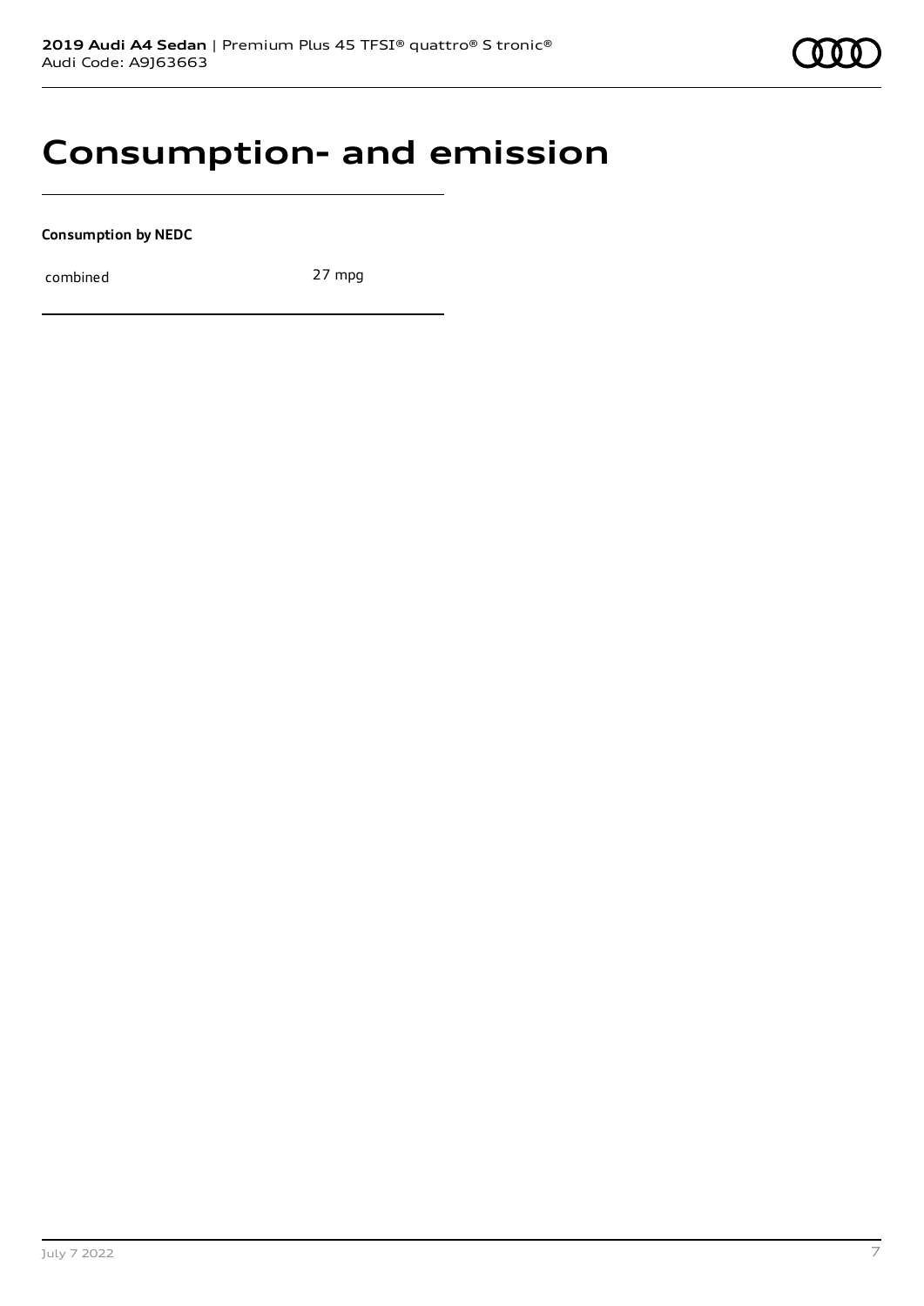# Consumption- and emission

**Consumption by NEDC**

| combined | 27 mpg |
| --- | --- |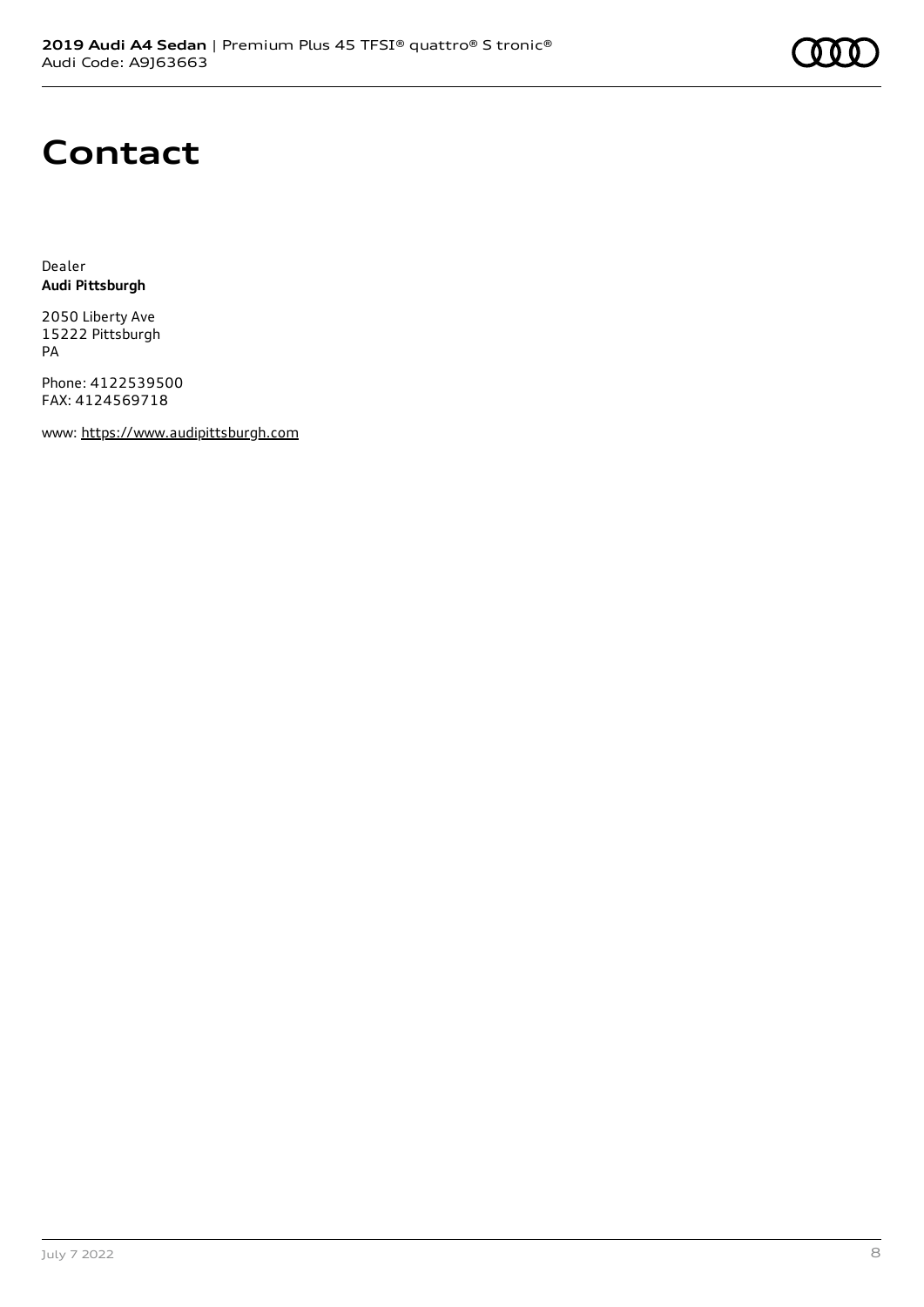# Contact

Dealer
**Audi Pittsburgh**

2050 Liberty Ave
15222 Pittsburgh
PA

Phone: 4122539500
FAX: 4124569718

www: https://www.audipittsburgh.com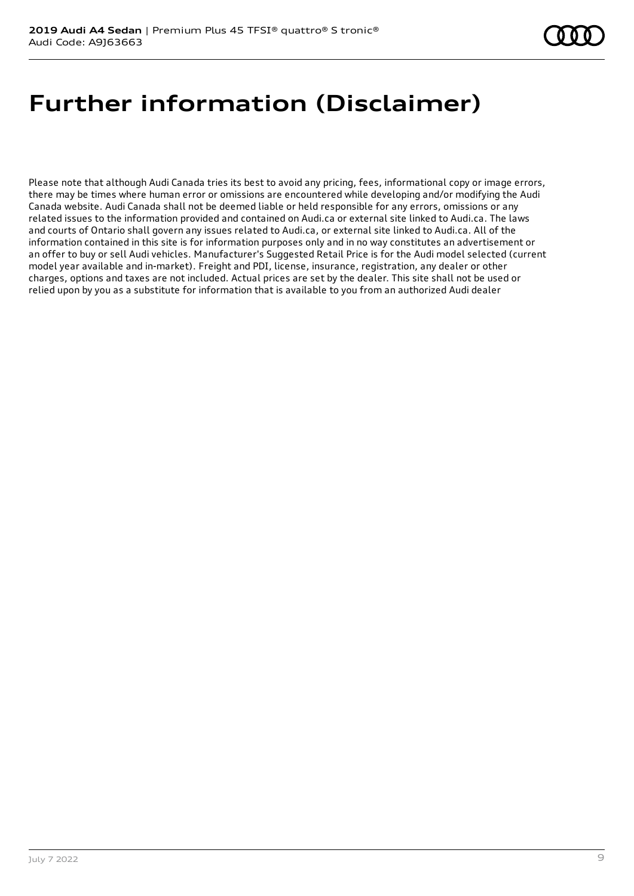# Further information (Disclaimer)

Please note that although Audi Canada tries its best to avoid any pricing, fees, informational copy or image errors, there may be times where human error or omissions are encountered while developing and/or modifying the Audi Canada website. Audi Canada shall not be deemed liable or held responsible for any errors, omissions or any related issues to the information provided and contained on Audi.ca or external site linked to Audi.ca. The laws and courts of Ontario shall govern any issues related to Audi.ca, or external site linked to Audi.ca. All of the information contained in this site is for information purposes only and in no way constitutes an advertisement or an offer to buy or sell Audi vehicles. Manufacturer's Suggested Retail Price is for the Audi model selected (current model year available and in-market). Freight and PDI, license, insurance, registration, any dealer or other charges, options and taxes are not included. Actual prices are set by the dealer. This site shall not be used or relied upon by you as a substitute for information that is available to you from an authorized Audi dealer